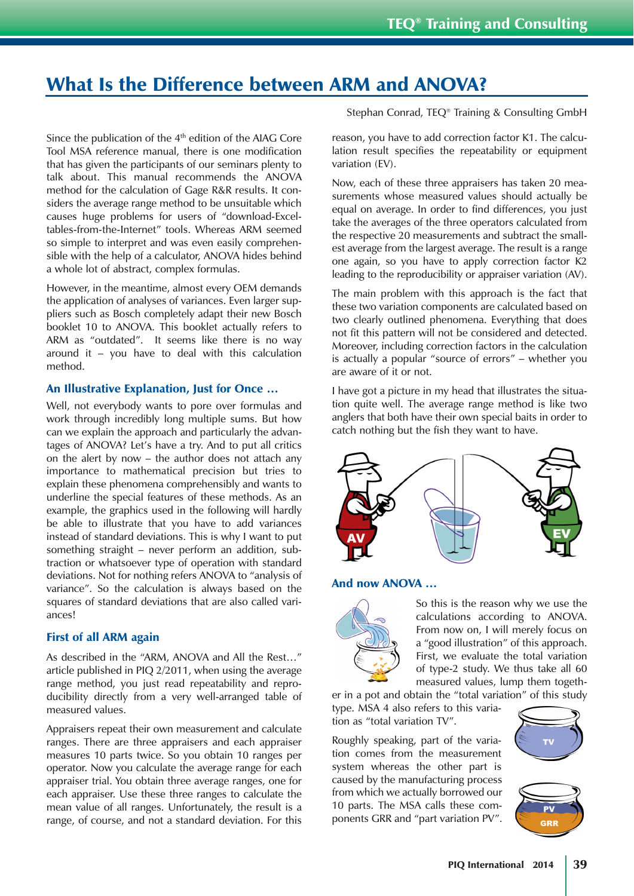# What Is the Difference between ARM and ANOVA?

Stephan Conrad, TEQ® Training & Consulting GmbH

Since the publication of the 4th edition of the AIAG Core Tool MSA reference manual, there is one modification that has given the participants of our seminars plenty to talk about. This manual recommends the ANOVA method for the calculation of Gage R&R results. It considers the average range method to be unsuitable which causes huge problems for users of "download-Excel-tables-from-the-Internet" tools. Whereas ARM seemed so simple to interpret and was even easily comprehensible with the help of a calculator, ANOVA hides behind a whole lot of abstract, complex formulas.

However, in the meantime, almost every OEM demands the application of analyses of variances. Even larger suppliers such as Bosch completely adapt their new Bosch booklet 10 to ANOVA. This booklet actually refers to ARM as "outdated". It seems like there is no way around it – you have to deal with this calculation method.

## An Illustrative Explanation, Just for Once ...

Well, not everybody wants to pore over formulas and work through incredibly long multiple sums. But how can we explain the approach and particularly the advantages of ANOVA? Let's have a try. And to put all critics on the alert by now – the author does not attach any importance to mathematical precision but tries to explain these phenomena comprehensibly and wants to underline the special features of these methods. As an example, the graphics used in the following will hardly be able to illustrate that you have to add variances instead of standard deviations. This is why I want to put something straight – never perform an addition, subtraction or whatsoever type of operation with standard deviations. Not for nothing refers ANOVA to "analysis of variance". So the calculation is always based on the squares of standard deviations that are also called variances!

## First of all ARM again

As described in the "ARM, ANOVA and All the Rest..." article published in PIQ 2/2011, when using the average range method, you just read repeatability and reproducibility directly from a very well-arranged table of measured values.

Appraisers repeat their own measurement and calculate ranges. There are three appraisers and each appraiser measures 10 parts twice. So you obtain 10 ranges per operator. Now you calculate the average range for each appraiser trial. You obtain three average ranges, one for each appraiser. Use these three ranges to calculate the mean value of all ranges. Unfortunately, the result is a range, of course, and not a standard deviation. For this reason, you have to add correction factor K1. The calculation result specifies the repeatability or equipment variation (EV).

Now, each of these three appraisers has taken 20 measurements whose measured values should actually be equal on average. In order to find differences, you just take the averages of the three operators calculated from the respective 20 measurements and subtract the smallest average from the largest average. The result is a range one again, so you have to apply correction factor K2 leading to the reproducibility or appraiser variation (AV).

The main problem with this approach is the fact that these two variation components are calculated based on two clearly outlined phenomena. Everything that does not fit this pattern will not be considered and detected. Moreover, including correction factors in the calculation is actually a popular "source of errors" – whether you are aware of it or not.

I have got a picture in my head that illustrates the situation quite well. The average range method is like two anglers that both have their own special baits in order to catch nothing but the fish they want to have.

## And now ANOVA ...

So this is the reason why we use the calculations according to ANOVA. From now on, I will merely focus on a "good illustration" of this approach. First, we evaluate the total variation of type-2 study. We thus take all 60 measured values, lump them together in a pot and obtain the "total variation" of this study type. MSA 4 also refers to this variation as "total variation TV".

Roughly speaking, part of the variation comes from the measurement system whereas the other part is caused by the manufacturing process from which we actually borrowed our 10 parts. The MSA calls these components GRR and "part variation PV".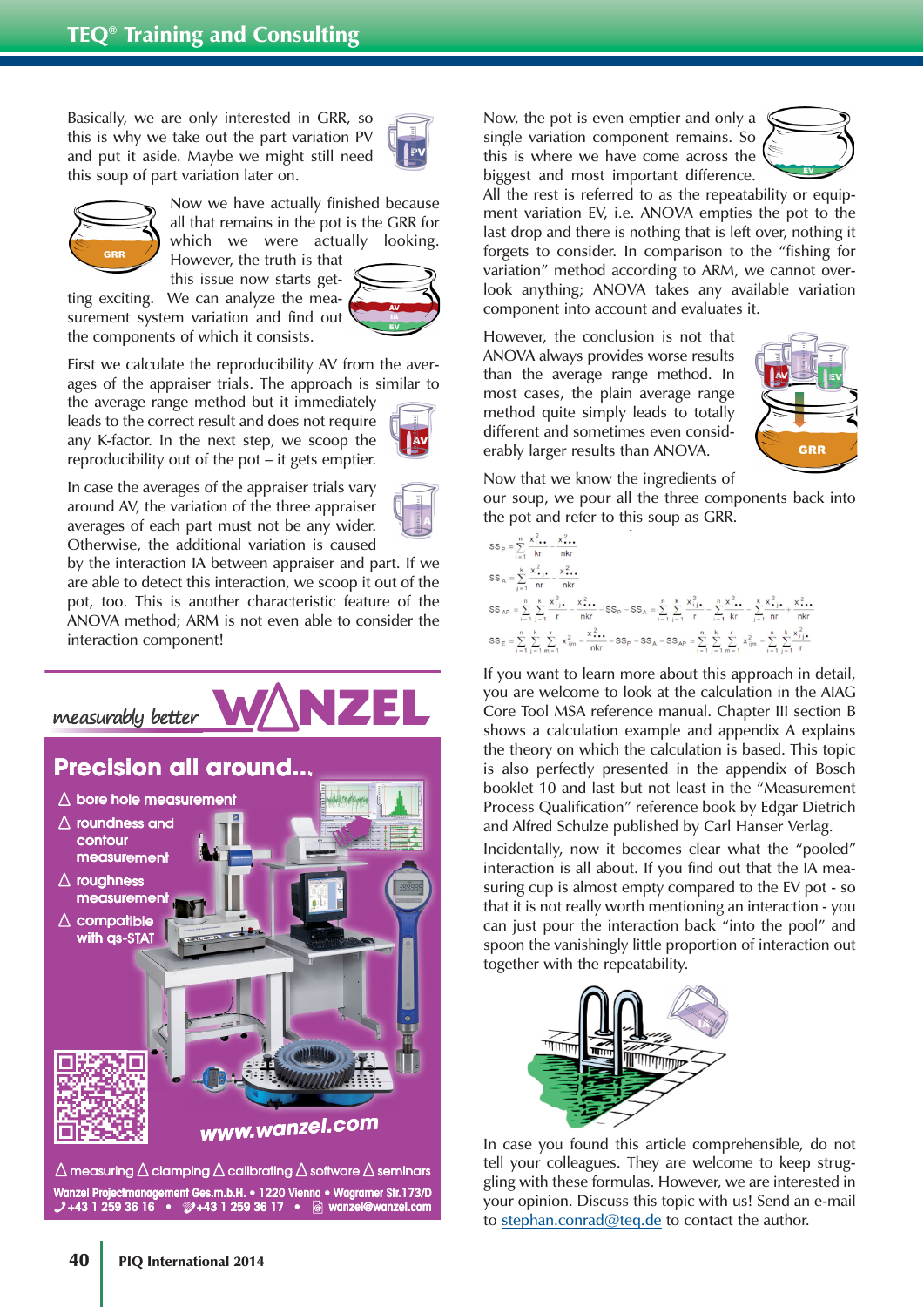Basically, we are only interested in GRR, so this is why we take out the part variation PV and put it aside. Maybe we might still need this soup of part variation later on.

Now we have actually finished because all that remains in the pot is the GRR for which we were actually looking. However, the truth is that this issue now starts getting exciting. We can analyze the measurement system variation and find out the components of which it consists.

First we calculate the reproducibility AV from the averages of the appraiser trials. The approach is similar to the average range method but it immediately leads to the correct result and does not require any K-factor. In the next step, we scoop the reproducibility out of the pot – it gets emptier.

In case the averages of the appraiser trials vary around AV, the variation of the three appraiser averages of each part must not be any wider. Otherwise, the additional variation is caused by the interaction IA between appraiser and part. If we are able to detect this interaction, we scoop it out of the pot, too. This is another characteristic feature of the ANOVA method; ARM is not even able to consider the interaction component!

measurably better WANZEL

Precision all around...

- bore hole measurement
- roundness and contour measurement
- roughness measurement
- compatible with qs-STAT

www.wanzel.com

measuring clamping calibrating software seminars

Wanzel Projectmanagement Ges.m.b.H. • 1220 Vienna • Wagramer Str.173/D
+43 1 259 36 16 • +43 1 259 36 17 • wanzel@wanzel.com

Now, the pot is even emptier and only a single variation component remains. So this is where we have come across the biggest and most important difference. All the rest is referred to as the repeatability or equipment variation EV, i.e. ANOVA empties the pot to the last drop and there is nothing that is left over, nothing it forgets to consider. In comparison to the "fishing for variation" method according to ARM, we cannot overlook anything; ANOVA takes any available variation component into account and evaluates it.

However, the conclusion is not that ANOVA always provides worse results than the average range method. In most cases, the plain average range method quite simply leads to totally different and sometimes even considerably larger results than ANOVA.

Now that we know the ingredients of our soup, we pour all the three components back into the pot and refer to this soup as GRR.

$$SS_P = \sum_{i=1}^{n} \frac{x_{i\bullet\bullet}^2}{kr} - \frac{x_{\bullet\bullet\bullet}^2}{nkr}$$

$$SS_A = \sum_{j=1}^{k} \frac{x_{\bullet j \bullet}^2}{nr} - \frac{x_{\bullet\bullet\bullet}^2}{nkr}$$

$$SS_{AP} = \sum_{i=1}^{n} \sum_{j=1}^{k} \frac{x_{ij\bullet}^2}{r} - \frac{x_{\bullet\bullet\bullet}^2}{nkr} - SS_P - SS_A = \sum_{i=1}^{n} \sum_{j=1}^{k} \frac{x_{ij\bullet}^2}{r} - \sum_{i=1}^{n} \frac{x_{i\bullet\bullet}^2}{kr} - \sum_{j=1}^{k} \frac{x_{\bullet j\bullet}^2}{nr} + \frac{x_{\bullet\bullet\bullet}^2}{nkr}$$

$$SS_E = \sum_{i=1}^{n} \sum_{j=1}^{k} \sum_{m=1}^{r} x_{ijm}^2 - \frac{x_{\bullet\bullet\bullet}^2}{nkr} - SS_P - SS_A - SS_{AP} = \sum_{i=1}^{n} \sum_{j=1}^{k} \sum_{m=1}^{r} x_{ijm}^2 - \sum_{i=1}^{n} \sum_{j=1}^{k} \frac{x_{ij\bullet}^2}{r}$$

If you want to learn more about this approach in detail, you are welcome to look at the calculation in the AIAG Core Tool MSA reference manual. Chapter III section B shows a calculation example and appendix A explains the theory on which the calculation is based. This topic is also perfectly presented in the appendix of Bosch booklet 10 and last but not least in the "Measurement Process Qualification" reference book by Edgar Dietrich and Alfred Schulze published by Carl Hanser Verlag.

Incidentally, now it becomes clear what the "pooled" interaction is all about. If you find out that the IA measuring cup is almost empty compared to the EV pot - so that it is not really worth mentioning an interaction - you can just pour the interaction back "into the pool" and spoon the vanishingly little proportion of interaction out together with the repeatability.

In case you found this article comprehensible, do not tell your colleagues. They are welcome to keep struggling with these formulas. However, we are interested in your opinion. Discuss this topic with us! Send an e-mail to stephan.conrad@teq.de to contact the author.